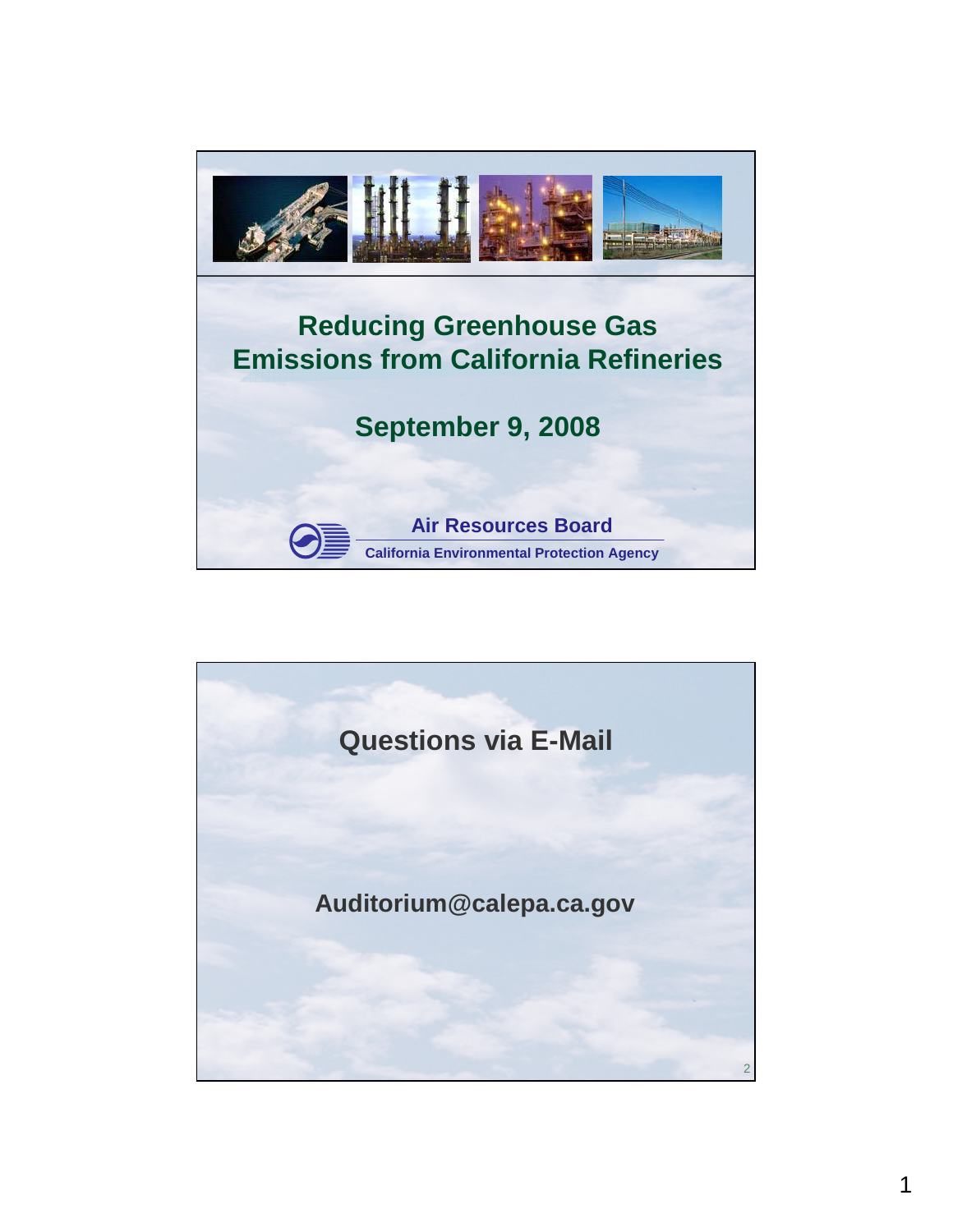# Reducing Greenhouse Gas Emissions from California Refineries

## September 9, 2008

**Air Resources Board**

**California Environmental Protection Agency**

---

## Questions via E-Mail

**Auditorium@calepa.ca.gov**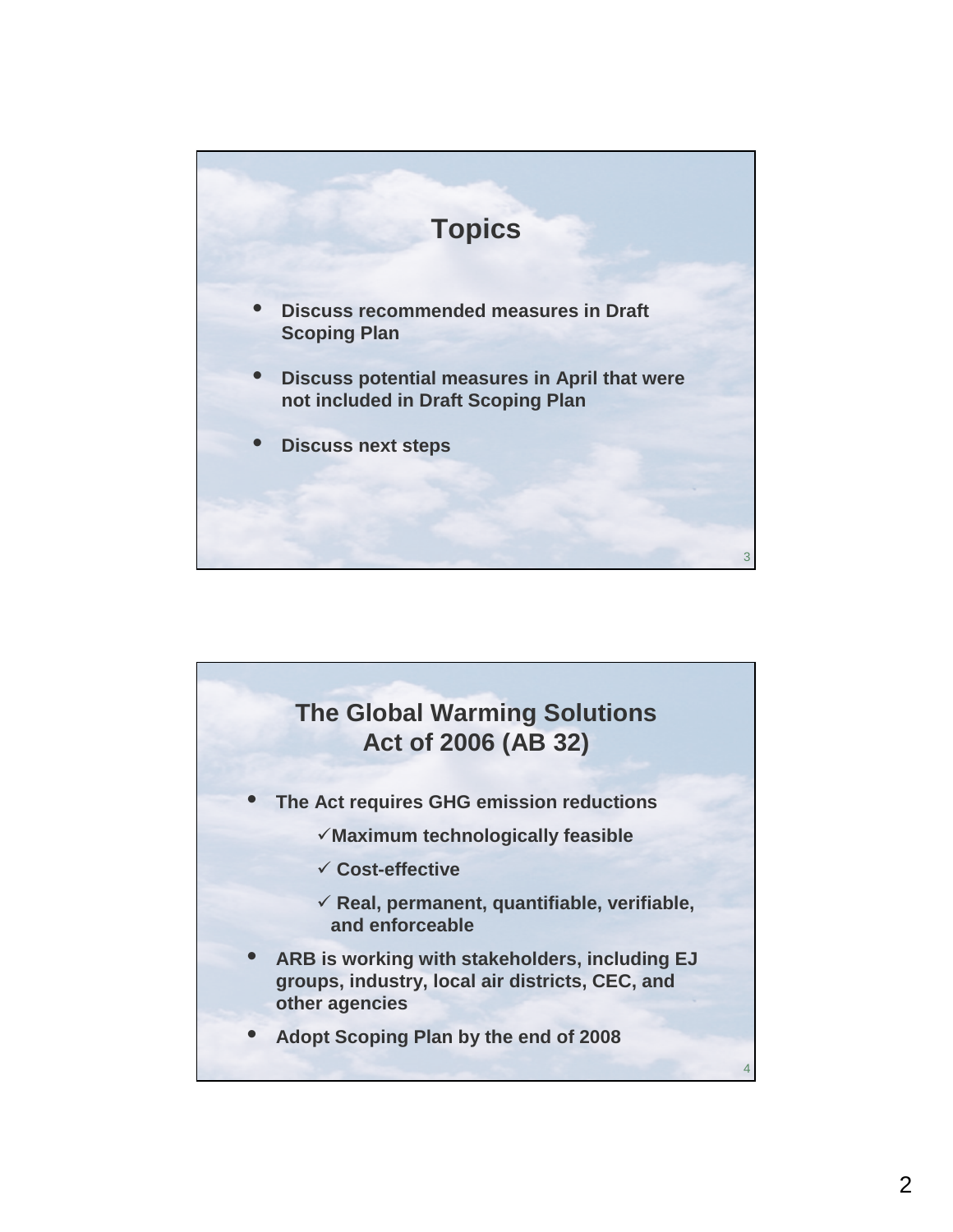## Topics

- Discuss recommended measures in Draft Scoping Plan
- Discuss potential measures in April that were not included in Draft Scoping Plan
- Discuss next steps

## The Global Warming Solutions Act of 2006 (AB 32)

- The Act requires GHG emission reductions
  - ✓Maximum technologically feasible
  - ✓ Cost-effective
  - ✓ Real, permanent, quantifiable, verifiable, and enforceable
- ARB is working with stakeholders, including EJ groups, industry, local air districts, CEC, and other agencies
- Adopt Scoping Plan by the end of 2008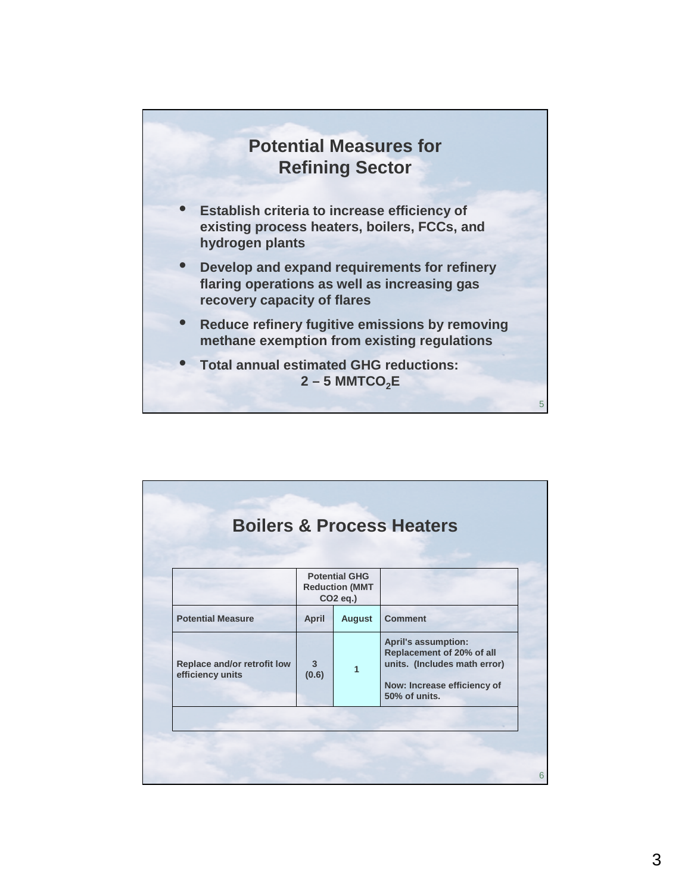## Potential Measures for Refining Sector

- Establish criteria to increase efficiency of existing process heaters, boilers, FCCs, and hydrogen plants
- Develop and expand requirements for refinery flaring operations as well as increasing gas recovery capacity of flares
- Reduce refinery fugitive emissions by removing methane exemption from existing regulations
- Total annual estimated GHG reductions: 2 – 5 $MMTCO_2E$

## Boilers & Process Heaters

| | Potential GHG Reduction (MMT CO2 eq.) | | |
|---|---|---|---|
| **Potential Measure** | **April** | **August** | **Comment** |
| Replace and/or retrofit low efficiency units | 3 (0.6) | 1 | April's assumption: Replacement of 20% of all units. (Includes math error)<br><br>Now: Increase efficiency of 50% of units. |
| | | | |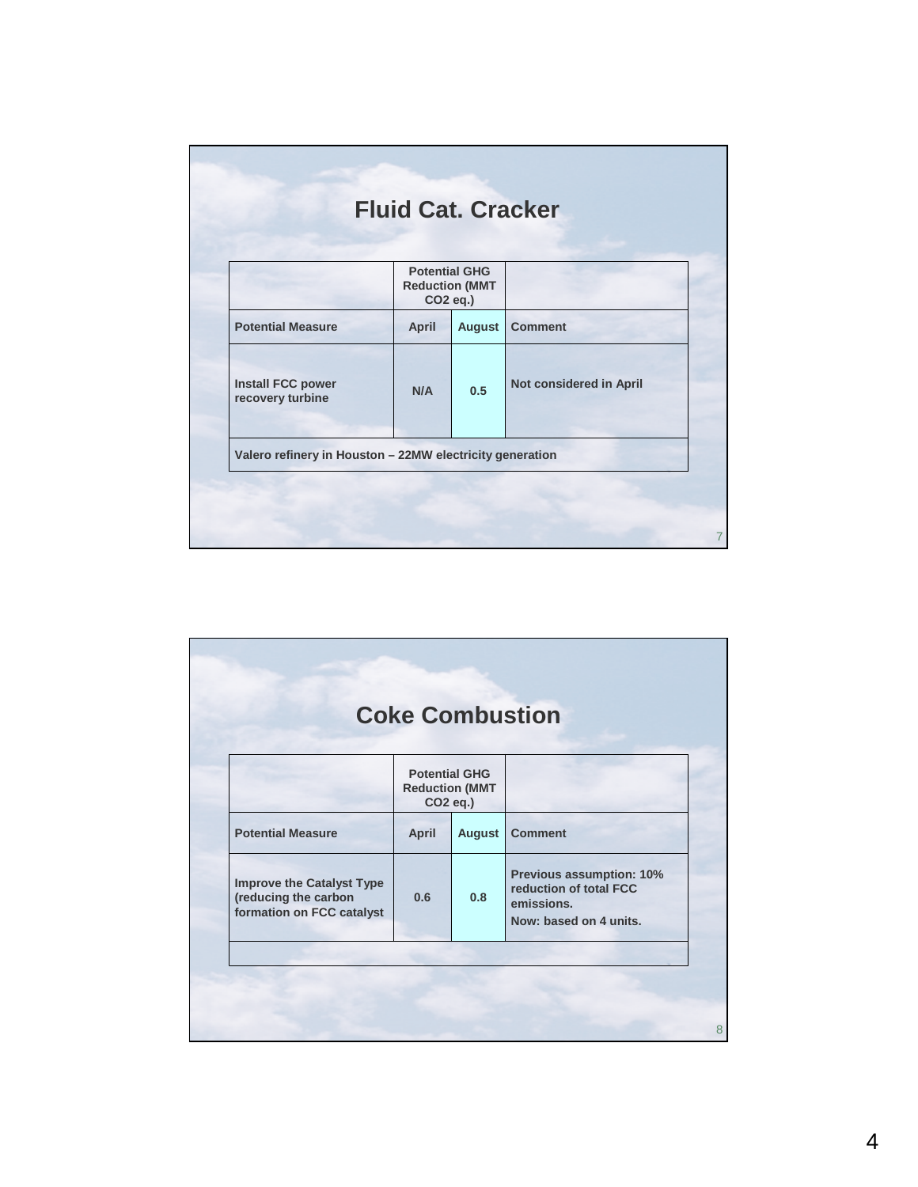## Fluid Cat. Cracker

| | Potential GHG Reduction (MMT $CO_2$ eq.) | | |
|---|---|---|---|
| **Potential Measure** | **April** | **August** | **Comment** |
| **Install FCC power recovery turbine** | **N/A** | **0.5** | **Not considered in April** |
| **Valero refinery in Houston – 22MW electricity generation** | | | |

## Coke Combustion

| | Potential GHG Reduction (MMT $CO_2$ eq.) | | |
|---|---|---|---|
| **Potential Measure** | **April** | **August** | **Comment** |
| **Improve the Catalyst Type (reducing the carbon formation on FCC catalyst** | **0.6** | **0.8** | **Previous assumption: 10% reduction of total FCC emissions.** <br> **Now: based on 4 units.** |
| | | | |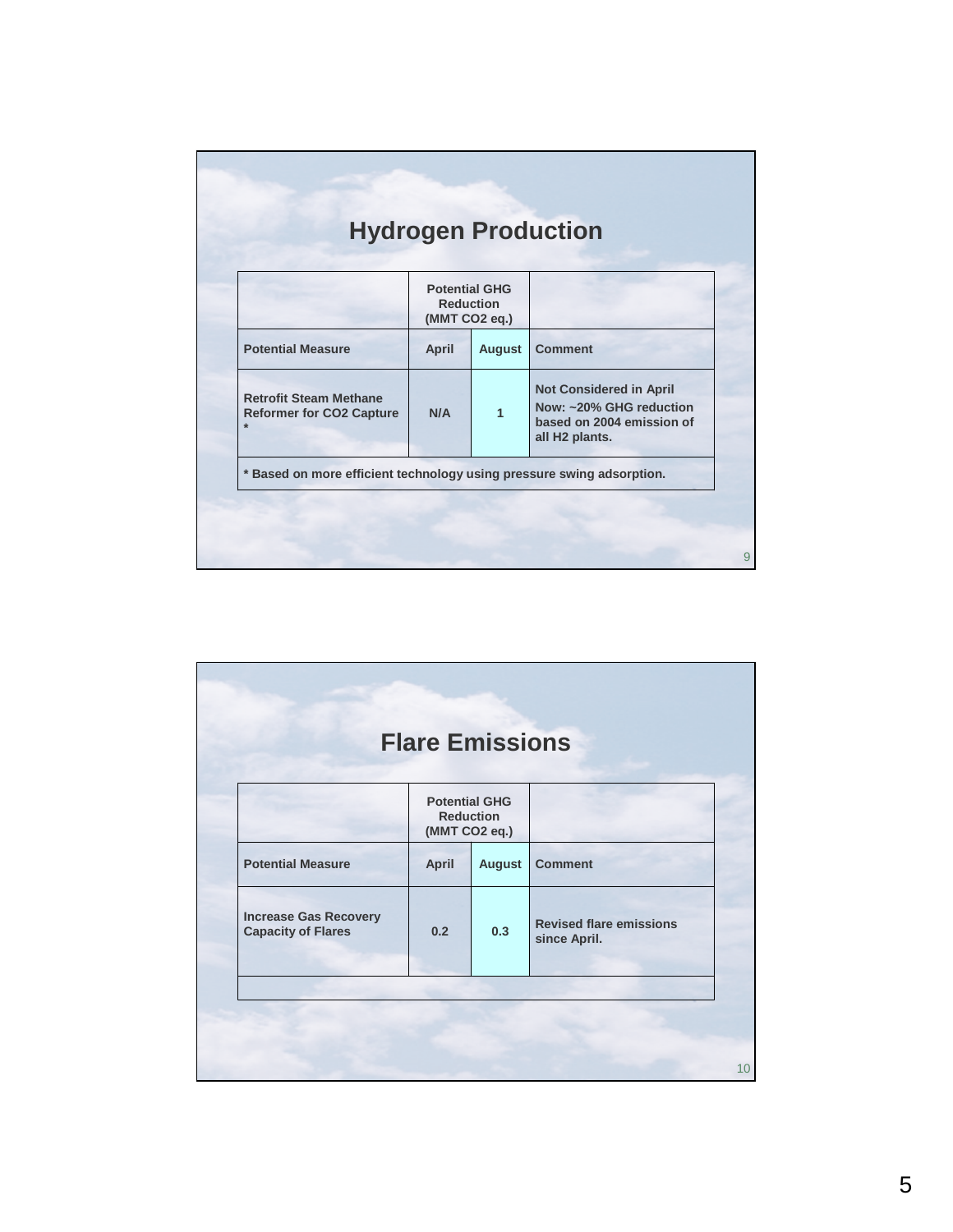## Hydrogen Production

| | Potential GHG Reduction (MMT $CO_2$ eq.) | | |
|---|---|---|---|
| **Potential Measure** | **April** | **August** | **Comment** |
| **Retrofit Steam Methane Reformer for $CO_2$ Capture** * | **N/A** | **1** | **Not Considered in April** **Now: ~20% GHG reduction based on 2004 emission of all $H_2$ plants.** |
| **\* Based on more efficient technology using pressure swing adsorption.** | | | |

## Flare Emissions

| | Potential GHG Reduction (MMT $CO_2$ eq.) | | |
|---|---|---|---|
| **Potential Measure** | **April** | **August** | **Comment** |
| **Increase Gas Recovery Capacity of Flares** | **0.2** | **0.3** | **Revised flare emissions since April.** |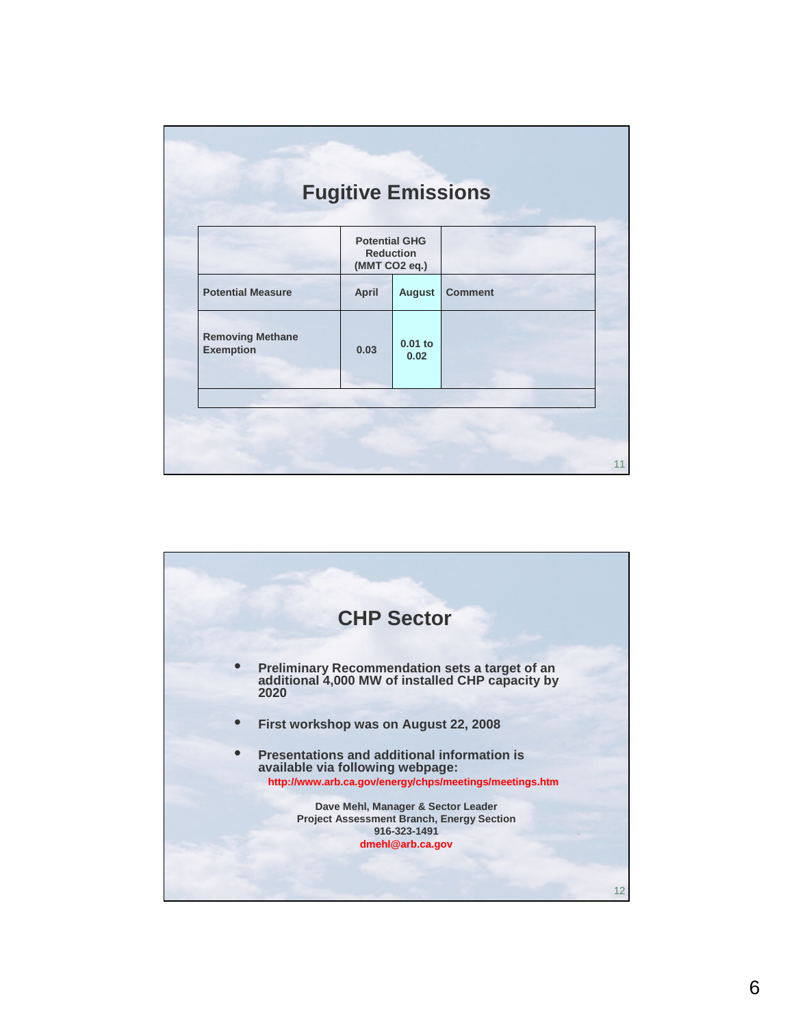## Fugitive Emissions

| | Potential GHG Reduction (MMT $CO_2$ eq.) | | |
|---|---|---|---|
| **Potential Measure** | **April** | **August** | **Comment** |
| **Removing Methane Exemption** | **0.03** | **0.01 to 0.02** | |
| | | | |

## CHP Sector

- **Preliminary Recommendation sets a target of an additional 4,000 MW of installed CHP capacity by 2020**
- **First workshop was on August 22, 2008**
- **Presentations and additional information is available via following webpage:**
  **http://www.arb.ca.gov/energy/chps/meetings/meetings.htm**

**Dave Mehl, Manager & Sector Leader**
**Project Assessment Branch, Energy Section**
**916-323-1491**
**dmehl@arb.ca.gov**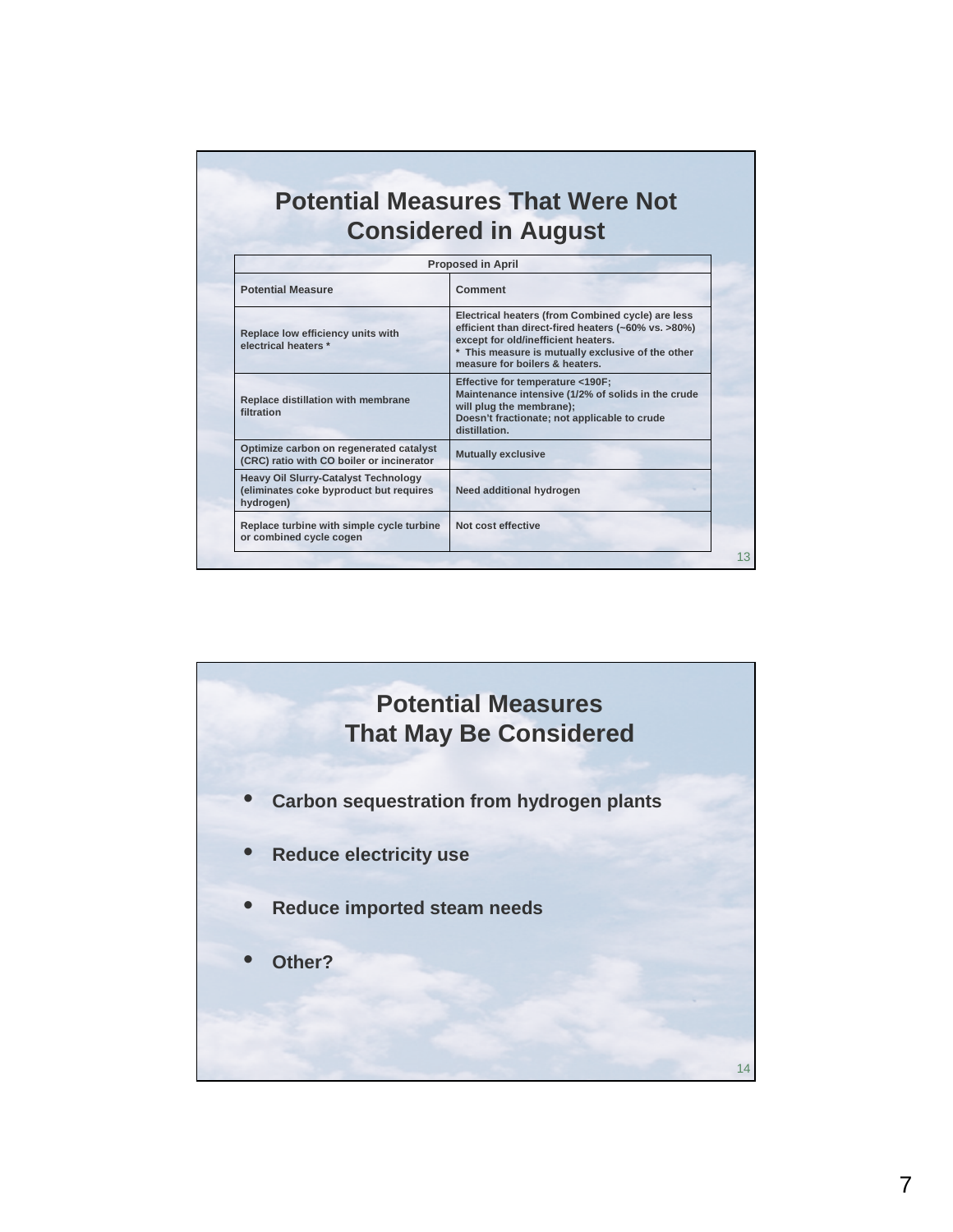## Potential Measures That Were Not Considered in August

| Proposed in April | |
|---|---|
| **Potential Measure** | **Comment** |
| Replace low efficiency units with electrical heaters * | Electrical heaters (from Combined cycle) are less efficient than direct-fired heaters (~60% vs. >80%) except for old/inefficient heaters. * This measure is mutually exclusive of the other measure for boilers & heaters. |
| Replace distillation with membrane filtration | Effective for temperature <190F; Maintenance intensive (1/2% of solids in the crude will plug the membrane); Doesn't fractionate; not applicable to crude distillation. |
| Optimize carbon on regenerated catalyst (CRC) ratio with CO boiler or incinerator | Mutually exclusive |
| Heavy Oil Slurry-Catalyst Technology (eliminates coke byproduct but requires hydrogen) | Need additional hydrogen |
| Replace turbine with simple cycle turbine or combined cycle cogen | Not cost effective |

## Potential Measures That May Be Considered

- Carbon sequestration from hydrogen plants
- Reduce electricity use
- Reduce imported steam needs
- Other?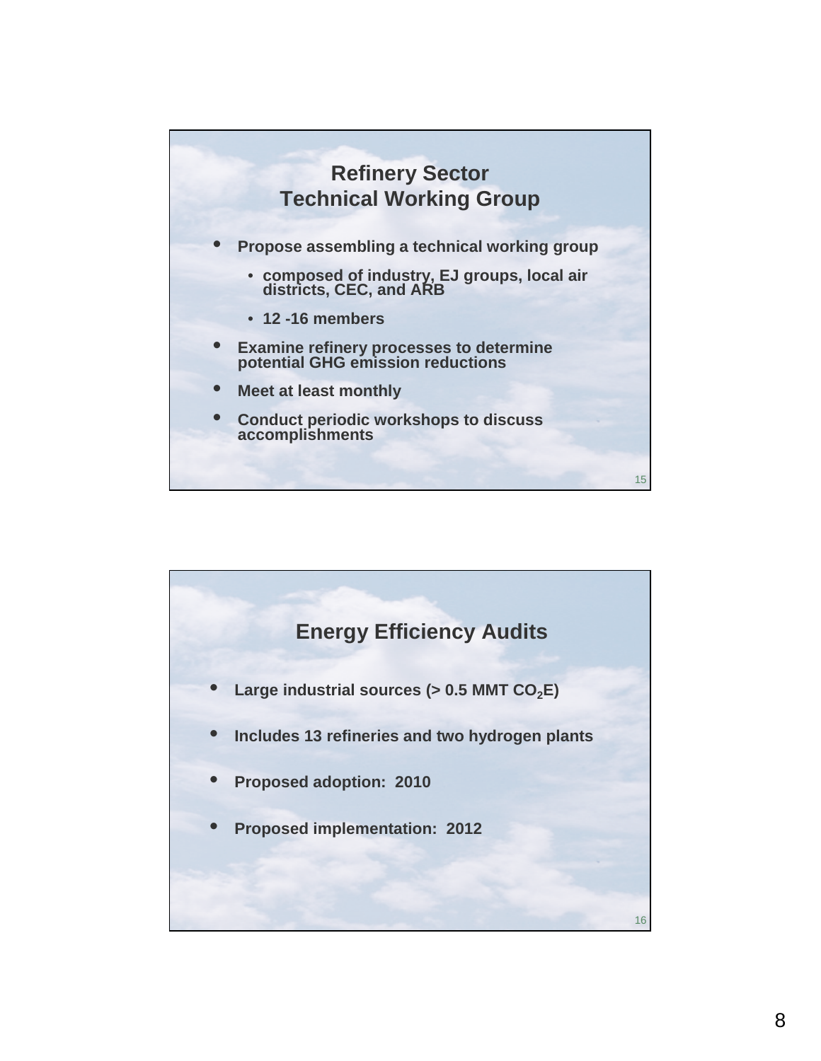## Refinery Sector Technical Working Group

- Propose assembling a technical working group
  - composed of industry, EJ groups, local air districts, CEC, and ARB
  - 12 -16 members
- Examine refinery processes to determine potential GHG emission reductions
- Meet at least monthly
- Conduct periodic workshops to discuss accomplishments

## Energy Efficiency Audits

- Large industrial sources (> 0.5 MMT $CO_2E$)
- Includes 13 refineries and two hydrogen plants
- Proposed adoption: 2010
- Proposed implementation: 2012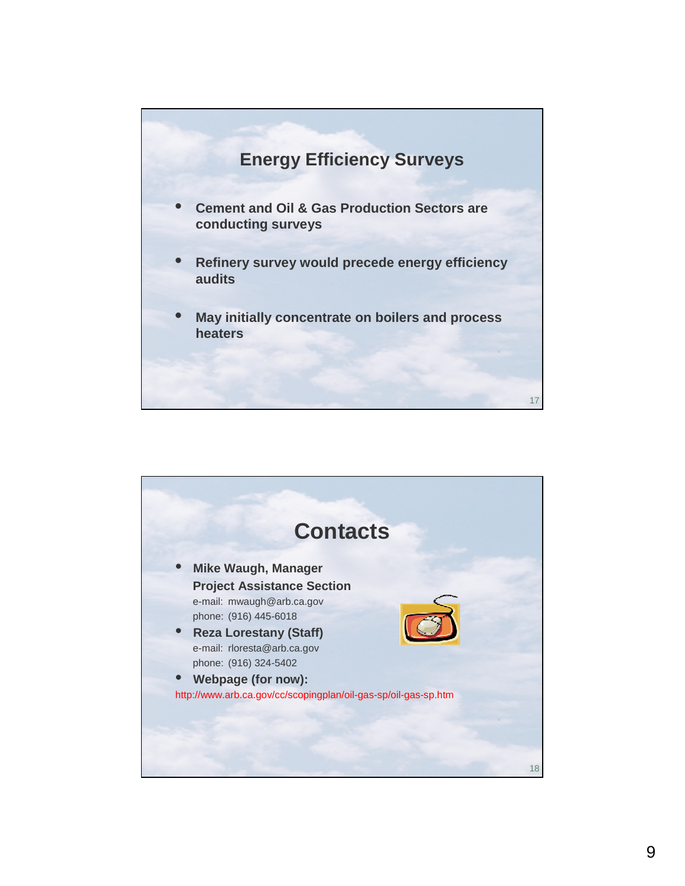## Energy Efficiency Surveys

- **Cement and Oil & Gas Production Sectors are conducting surveys**
- **Refinery survey would precede energy efficiency audits**
- **May initially concentrate on boilers and process heaters**

## Contacts

- **Mike Waugh, Manager**
  **Project Assistance Section**
  e-mail: mwaugh@arb.ca.gov
  phone: (916) 445-6018
- **Reza Lorestany (Staff)**
  e-mail: rloresta@arb.ca.gov
  phone: (916) 324-5402
- **Webpage (for now):**

http://www.arb.ca.gov/cc/scopingplan/oil-gas-sp/oil-gas-sp.htm